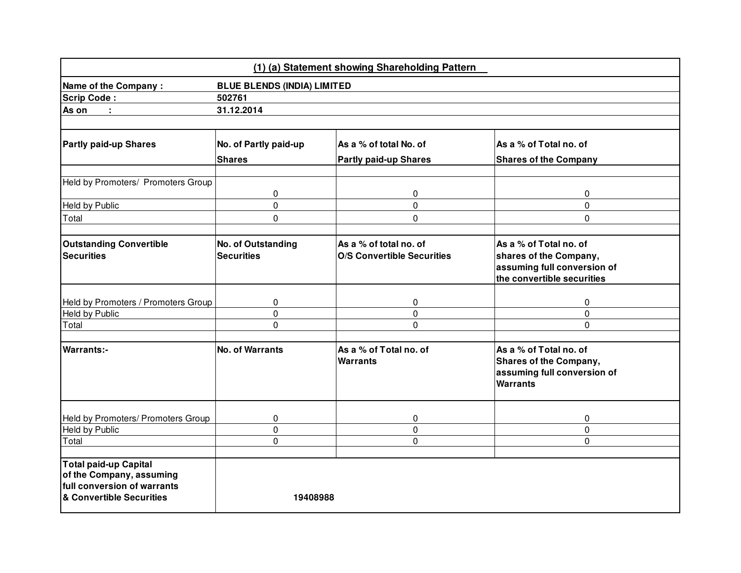## (1) (a) Statement showing Shareholding Pattern

| | |
|---|---|
| **Name of the Company :** | **BLUE BLENDS (INDIA) LIMITED** |
| **Scrip Code :** | **502761** |
| **As on :** | **31.12.2014** |

| **Partly paid-up Shares** | **No. of Partly paid-up Shares** | **As a % of total No. of Partly paid-up Shares** | **As a % of Total no. of Shares of the Company** |
|---|---|---|---|
| Held by Promoters/ Promoters Group | 0 | 0 | 0 |
| Held by Public | 0 | 0 | 0 |
| Total | 0 | 0 | 0 |
| **Outstanding Convertible Securities** | **No. of Outstanding Securities** | **As a % of total no. of O/S Convertible Securities** | **As a % of Total no. of shares of the Company, assuming full conversion of the convertible securities** |
| Held by Promoters / Promoters Group | 0 | 0 | 0 |
| Held by Public | 0 | 0 | 0 |
| Total | 0 | 0 | 0 |
| **Warrants:-** | **No. of Warrants** | **As a % of Total no. of Warrants** | **As a % of Total no. of Shares of the Company, assuming full conversion of Warrants** |
| Held by Promoters/ Promoters Group | 0 | 0 | 0 |
| Held by Public | 0 | 0 | 0 |
| Total | 0 | 0 | 0 |
| **Total paid-up Capital of the Company, assuming full conversion of warrants & Convertible Securities** | **19408988** | | |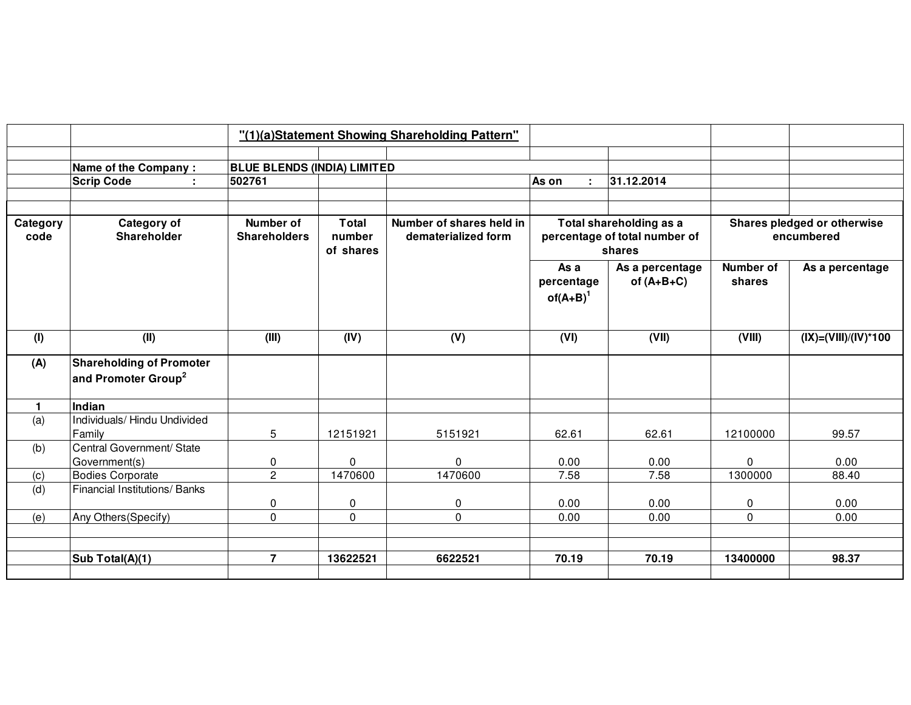## "(1)(a)Statement Showing Shareholding Pattern"

**Name of the Company :** BLUE BLENDS (INDIA) LIMITED

**Scrip Code :** 502761 | **As on :** 31.12.2014

| Category code | Category of Shareholder | Number of Shareholders | Total number of shares | Number of shares held in dematerialized form | Total shareholding as a percentage of total number of shares | | Shares pledged or otherwise encumbered | |
|---|---|---|---|---|---|---|---|---|
| | | | | | As a percentage of(A+B)[1] | As a percentage of (A+B+C) | Number of shares | As a percentage |
| (I) | (II) | (III) | (IV) | (V) | (VI) | (VII) | (VIII) | (IX)=(VIII)/(IV)*100 |
| **(A)** | **Shareholding of Promoter and Promoter Group[2]** | | | | | | | |
| **1** | **Indian** | | | | | | | |
| (a) | Individuals/ Hindu Undivided Family | 5 | 12151921 | 5151921 | 62.61 | 62.61 | 12100000 | 99.57 |
| (b) | Central Government/ State Government(s) | 0 | 0 | 0 | 0.00 | 0.00 | 0 | 0.00 |
| (c) | Bodies Corporate | 2 | 1470600 | 1470600 | 7.58 | 7.58 | 1300000 | 88.40 |
| (d) | Financial Institutions/ Banks | 0 | 0 | 0 | 0.00 | 0.00 | 0 | 0.00 |
| (e) | Any Others(Specify) | 0 | 0 | 0 | 0.00 | 0.00 | 0 | 0.00 |
| | | | | | | | | |
| | | | | | | | | |
| | **Sub Total(A)(1)** | **7** | **13622521** | **6622521** | **70.19** | **70.19** | **13400000** | **98.37** |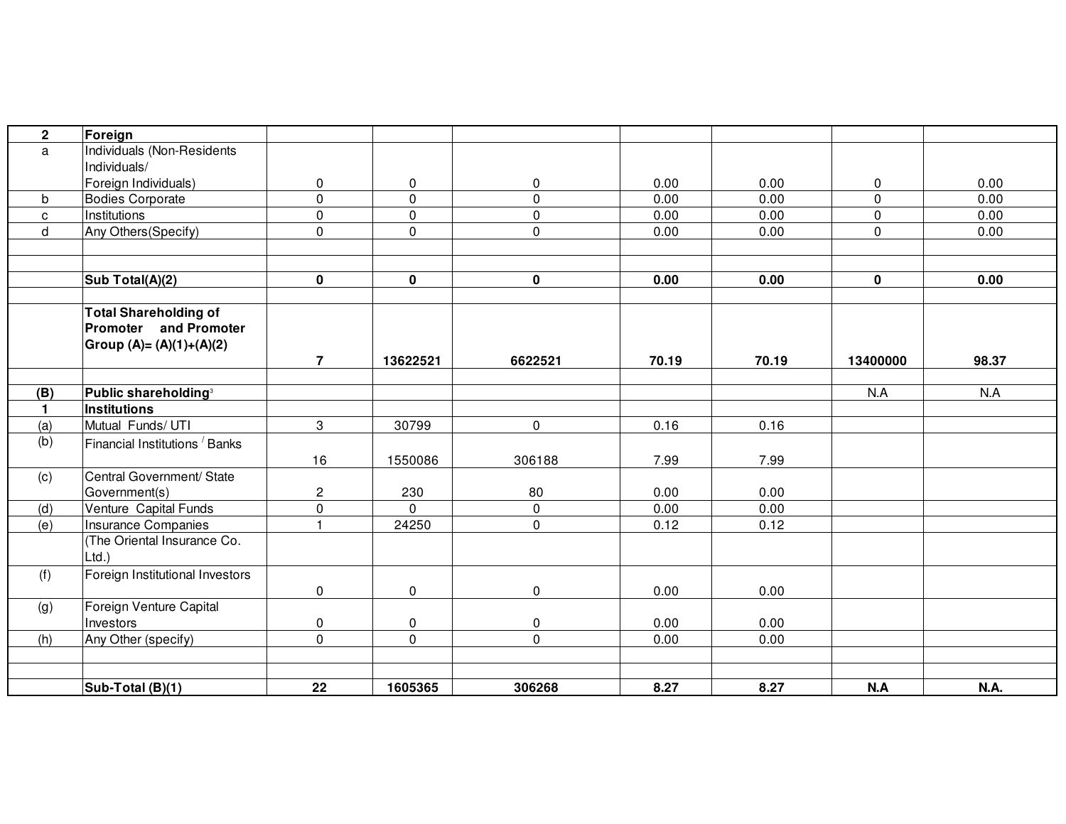| 2 | **Foreign** | | | | | | | |
|---|---|---|---|---|---|---|---|---|
| a | Individuals (Non-Residents Individuals/ Foreign Individuals) | 0 | 0 | 0 | 0.00 | 0.00 | 0 | 0.00 |
| b | Bodies Corporate | 0 | 0 | 0 | 0.00 | 0.00 | 0 | 0.00 |
| c | Institutions | 0 | 0 | 0 | 0.00 | 0.00 | 0 | 0.00 |
| d | Any Others(Specify) | 0 | 0 | 0 | 0.00 | 0.00 | 0 | 0.00 |
| | | | | | | | | |
| | | | | | | | | |
| | **Sub Total(A)(2)** | **0** | **0** | **0** | **0.00** | **0.00** | **0** | **0.00** |
| | | | | | | | | |
| | **Total Shareholding of Promoter and Promoter Group (A)= (A)(1)+(A)(2)** | **7** | **13622521** | **6622521** | **70.19** | **70.19** | **13400000** | **98.37** |
| | | | | | | | | |
| **(B)** | **Public shareholding**[3] | | | | | | N.A | N.A |
| **1** | **Institutions** | | | | | | | |
| (a) | Mutual Funds/ UTI | 3 | 30799 | 0 | 0.16 | 0.16 | | |
| (b) | Financial Institutions / Banks | 16 | 1550086 | 306188 | 7.99 | 7.99 | | |
| (c) | Central Government/ State Government(s) | 2 | 230 | 80 | 0.00 | 0.00 | | |
| (d) | Venture Capital Funds | 0 | 0 | 0 | 0.00 | 0.00 | | |
| (e) | Insurance Companies | 1 | 24250 | 0 | 0.12 | 0.12 | | |
| | (The Oriental Insurance Co. Ltd.) | | | | | | | |
| (f) | Foreign Institutional Investors | 0 | 0 | 0 | 0.00 | 0.00 | | |
| (g) | Foreign Venture Capital Investors | 0 | 0 | 0 | 0.00 | 0.00 | | |
| (h) | Any Other (specify) | 0 | 0 | 0 | 0.00 | 0.00 | | |
| | | | | | | | | |
| | | | | | | | | |
| | **Sub-Total (B)(1)** | **22** | **1605365** | **306268** | **8.27** | **8.27** | **N.A** | **N.A.** |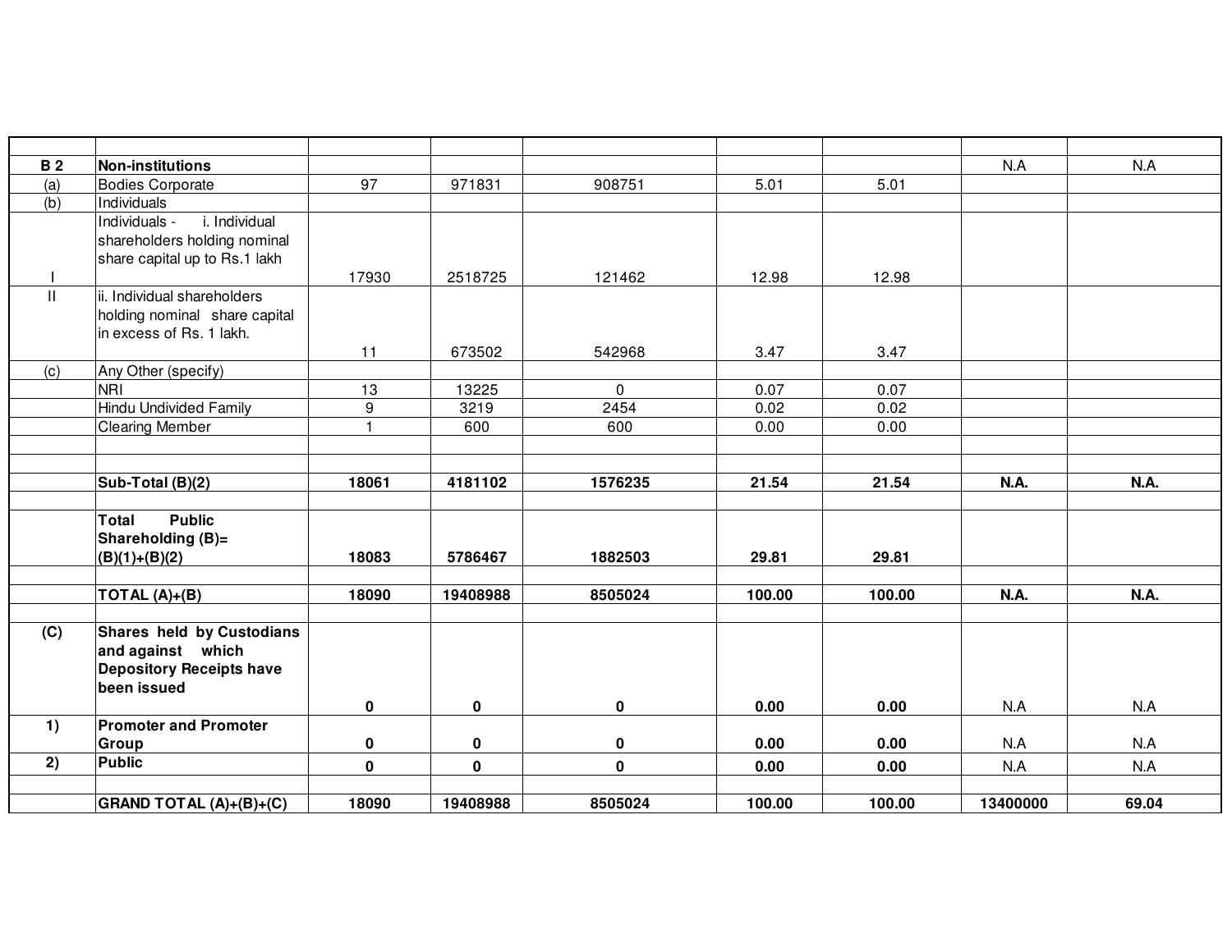| | | | | | | | | |
|---|---|---|---|---|---|---|---|---|
| **B 2** | **Non-institutions** | | | | | | N.A | N.A |
| (a) | Bodies Corporate | 97 | 971831 | 908751 | 5.01 | 5.01 | | |
| (b) | Individuals | | | | | | | |
| I | Individuals - i. Individual shareholders holding nominal share capital up to Rs.1 lakh | 17930 | 2518725 | 121462 | 12.98 | 12.98 | | |
| II | ii. Individual shareholders holding nominal share capital in excess of Rs. 1 lakh. | 11 | 673502 | 542968 | 3.47 | 3.47 | | |
| (c) | Any Other (specify) | | | | | | | |
| | NRI | 13 | 13225 | 0 | 0.07 | 0.07 | | |
| | Hindu Undivided Family | 9 | 3219 | 2454 | 0.02 | 0.02 | | |
| | Clearing Member | 1 | 600 | 600 | 0.00 | 0.00 | | |
| | | | | | | | | |
| | | | | | | | | |
| | **Sub-Total (B)(2)** | **18061** | **4181102** | **1576235** | **21.54** | **21.54** | **N.A.** | **N.A.** |
| | | | | | | | | |
| | **Total Public Shareholding (B)= (B)(1)+(B)(2)** | **18083** | **5786467** | **1882503** | **29.81** | **29.81** | | |
| | | | | | | | | |
| | **TOTAL (A)+(B)** | **18090** | **19408988** | **8505024** | **100.00** | **100.00** | **N.A.** | **N.A.** |
| | | | | | | | | |
| **(C)** | **Shares held by Custodians and against which Depository Receipts have been issued** | **0** | **0** | **0** | **0.00** | **0.00** | N.A | N.A |
| **1)** | **Promoter and Promoter Group** | **0** | **0** | **0** | **0.00** | **0.00** | N.A | N.A |
| **2)** | **Public** | **0** | **0** | **0** | **0.00** | **0.00** | N.A | N.A |
| | | | | | | | | |
| | **GRAND TOTAL (A)+(B)+(C)** | **18090** | **19408988** | **8505024** | **100.00** | **100.00** | **13400000** | **69.04** |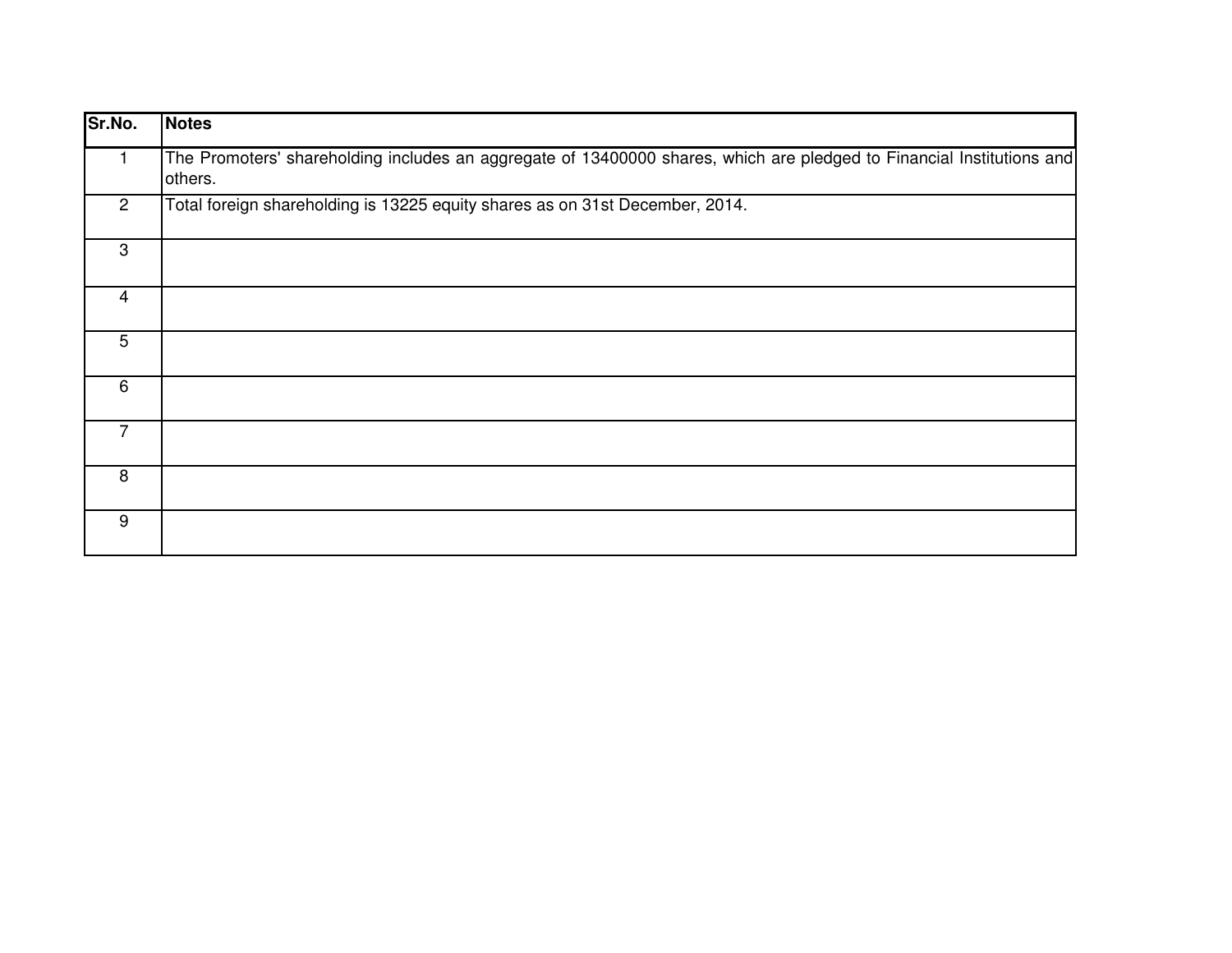| Sr.No. | Notes |
|---|---|
| 1 | The Promoters' shareholding includes an aggregate of 13400000 shares, which are pledged to Financial Institutions and others. |
| 2 | Total foreign shareholding is 13225 equity shares as on 31st December, 2014. |
| 3 | |
| 4 | |
| 5 | |
| 6 | |
| 7 | |
| 8 | |
| 9 | |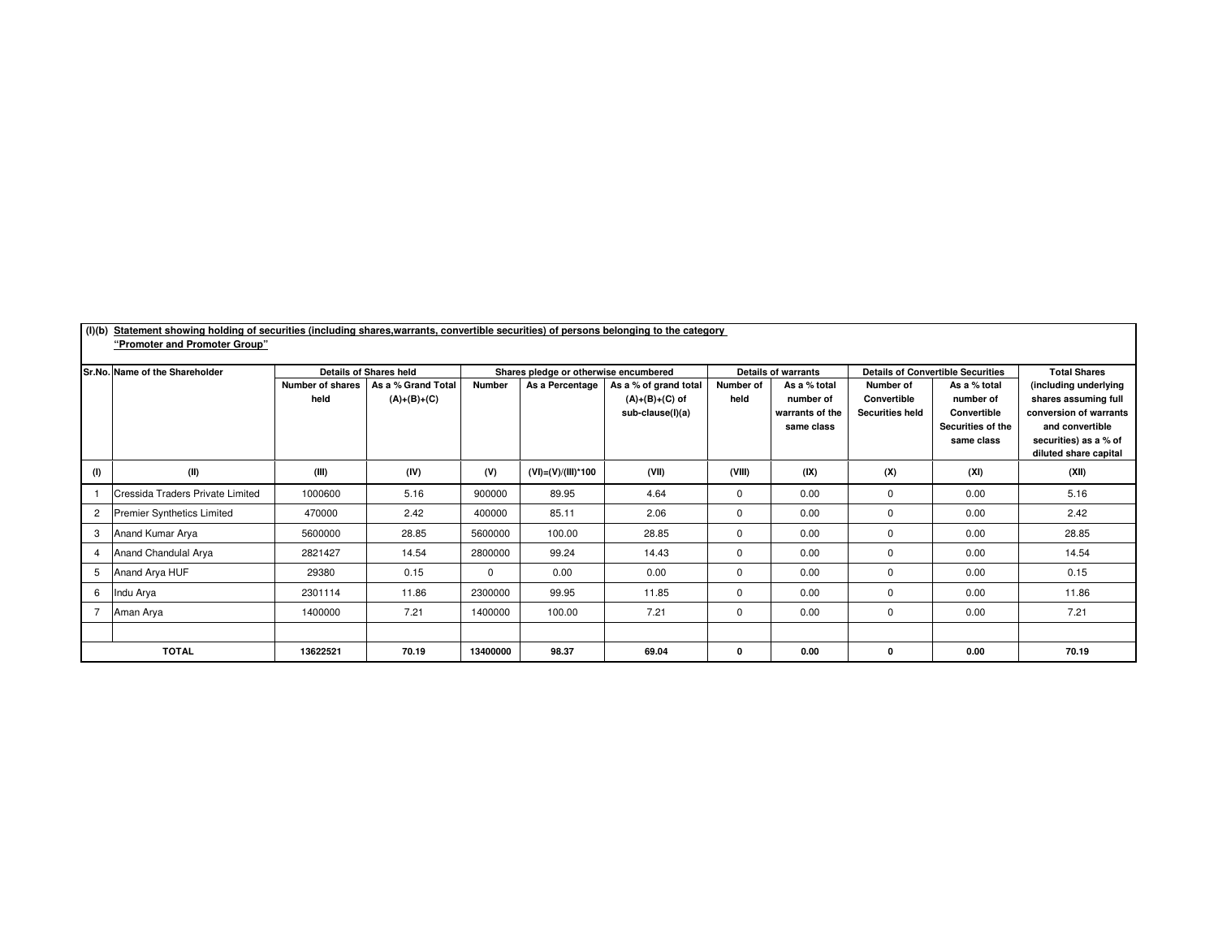**(I)(b) Statement showing holding of securities (including shares,warrants, convertible securities) of persons belonging to the category "Promoter and Promoter Group"**

| Sr.No. | Name of the Shareholder | Details of Shares held | | Shares pledge or otherwise encumbered | | | Details of warrants | | Details of Convertible Securities | | Total Shares (including underlying shares assuming full conversion of warrants and convertible securities) as a % of diluted share capital |
|---|---|---|---|---|---|---|---|---|---|---|---|
| | | Number of shares held | As a % Grand Total (A)+(B)+(C) | Number | As a Percentage | As a % of grand total (A)+(B)+(C) of sub-clause(I)(a) | Number of held | As a % total number of warrants of the same class | Number of Convertible Securities held | As a % total number of Convertible Securities of the same class | |
| (I) | (II) | (III) | (IV) | (V) | (VI)=(V)/(III)*100 | (VII) | (VIII) | (IX) | (X) | (XI) | (XII) |
| 1 | Cressida Traders Private Limited | 1000600 | 5.16 | 900000 | 89.95 | 4.64 | 0 | 0.00 | 0 | 0.00 | 5.16 |
| 2 | Premier Synthetics Limited | 470000 | 2.42 | 400000 | 85.11 | 2.06 | 0 | 0.00 | 0 | 0.00 | 2.42 |
| 3 | Anand Kumar Arya | 5600000 | 28.85 | 5600000 | 100.00 | 28.85 | 0 | 0.00 | 0 | 0.00 | 28.85 |
| 4 | Anand Chandulal Arya | 2821427 | 14.54 | 2800000 | 99.24 | 14.43 | 0 | 0.00 | 0 | 0.00 | 14.54 |
| 5 | Anand Arya HUF | 29380 | 0.15 | 0 | 0.00 | 0.00 | 0 | 0.00 | 0 | 0.00 | 0.15 |
| 6 | Indu Arya | 2301114 | 11.86 | 2300000 | 99.95 | 11.85 | 0 | 0.00 | 0 | 0.00 | 11.86 |
| 7 | Aman Arya | 1400000 | 7.21 | 1400000 | 100.00 | 7.21 | 0 | 0.00 | 0 | 0.00 | 7.21 |
| | | | | | | | | | | | |
| **TOTAL** | | **13622521** | **70.19** | **13400000** | **98.37** | **69.04** | **0** | **0.00** | **0** | **0.00** | **70.19** |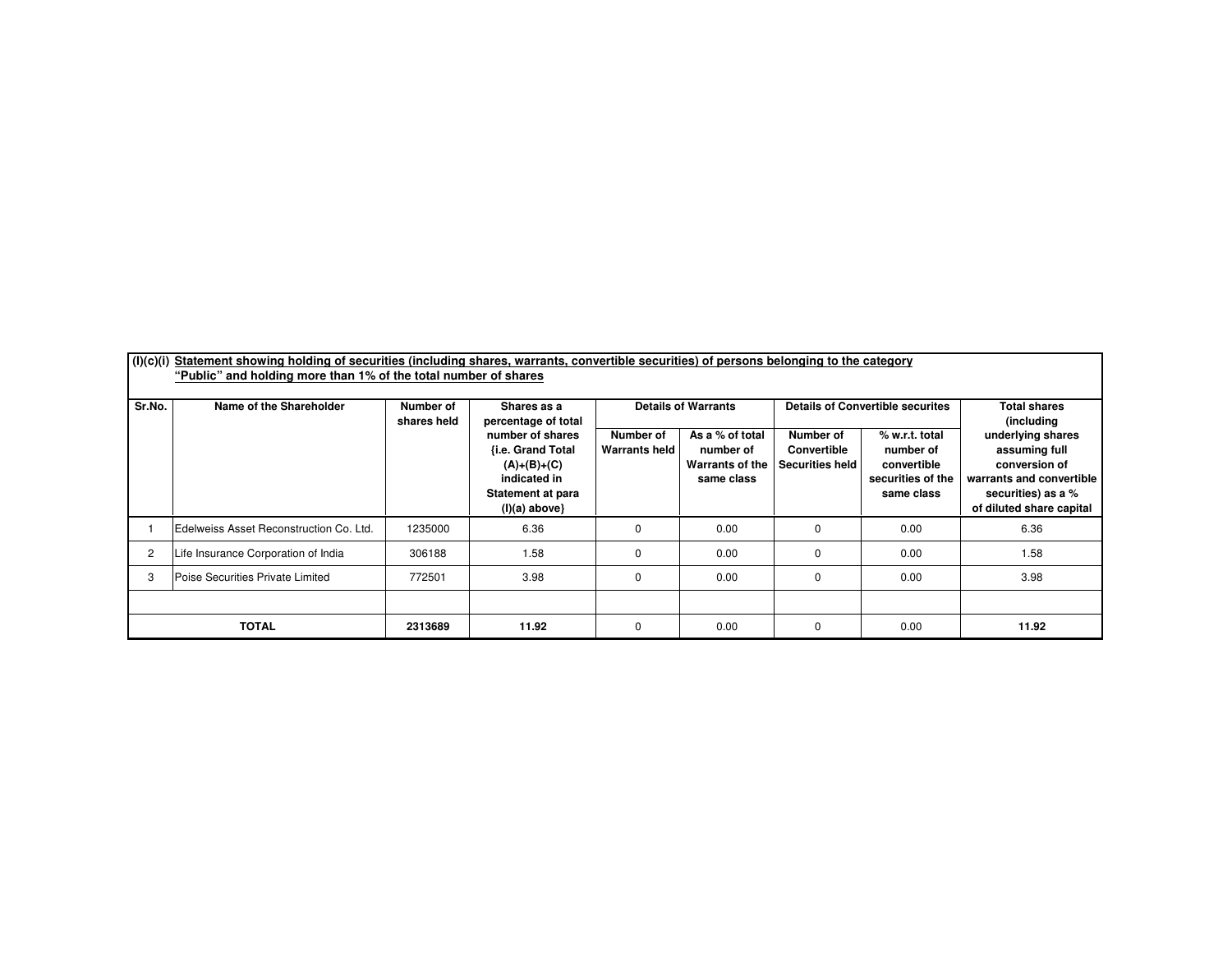**(I)(c)(i) Statement showing holding of securities (including shares, warrants, convertible securities) of persons belonging to the category "Public" and holding more than 1% of the total number of shares**

| Sr.No. | Name of the Shareholder | Number of shares held | Shares as a percentage of total number of shares {i.e. Grand Total (A)+(B)+(C) indicated in Statement at para (I)(a) above} | Details of Warrants | | Details of Convertible securites | | Total shares (including underlying shares assuming full conversion of warrants and convertible securities) as a % of diluted share capital |
|---|---|---|---|---|---|---|---|---|
| | | | | Number of Warrants held | As a % of total number of Warrants of the same class | Number of Convertible Securities held | % w.r.t. total number of convertible securities of the same class | |
| 1 | Edelweiss Asset Reconstruction Co. Ltd. | 1235000 | 6.36 | 0 | 0.00 | 0 | 0.00 | 6.36 |
| 2 | Life Insurance Corporation of India | 306188 | 1.58 | 0 | 0.00 | 0 | 0.00 | 1.58 |
| 3 | Poise Securities Private Limited | 772501 | 3.98 | 0 | 0.00 | 0 | 0.00 | 3.98 |
| | | | | | | | | |
| **TOTAL** | | **2313689** | **11.92** | 0 | 0.00 | 0 | 0.00 | **11.92** |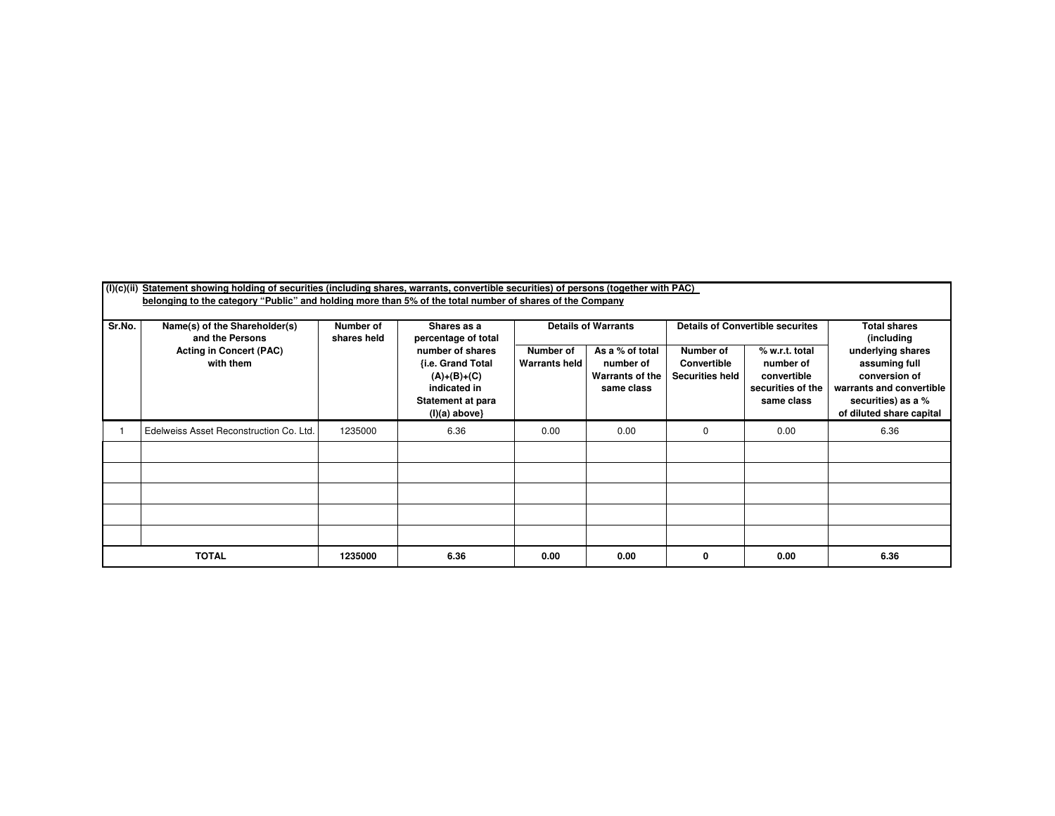**(I)(c)(ii) Statement showing holding of securities (including shares, warrants, convertible securities) of persons (together with PAC) belonging to the category "Public" and holding more than 5% of the total number of shares of the Company**

| Sr.No. | Name(s) of the Shareholder(s) and the Persons Acting in Concert (PAC) with them | Number of shares held | Shares as a percentage of total number of shares {i.e. Grand Total (A)+(B)+(C) indicated in Statement at para (I)(a) above} | Details of Warrants | | Details of Convertible securites | | Total shares (including underlying shares assuming full conversion of warrants and convertible securities) as a % of diluted share capital |
|---|---|---|---|---|---|---|---|---|
| | | | | Number of Warrants held | As a % of total number of Warrants of the same class | Number of Convertible Securities held | % w.r.t. total number of convertible securities of the same class | |
| 1 | Edelweiss Asset Reconstruction Co. Ltd. | 1235000 | 6.36 | 0.00 | 0.00 | 0 | 0.00 | 6.36 |
| | | | | | | | | |
| | | | | | | | | |
| | | | | | | | | |
| | | | | | | | | |
| | | | | | | | | |
| **TOTAL** | | **1235000** | **6.36** | **0.00** | **0.00** | **0** | **0.00** | **6.36** |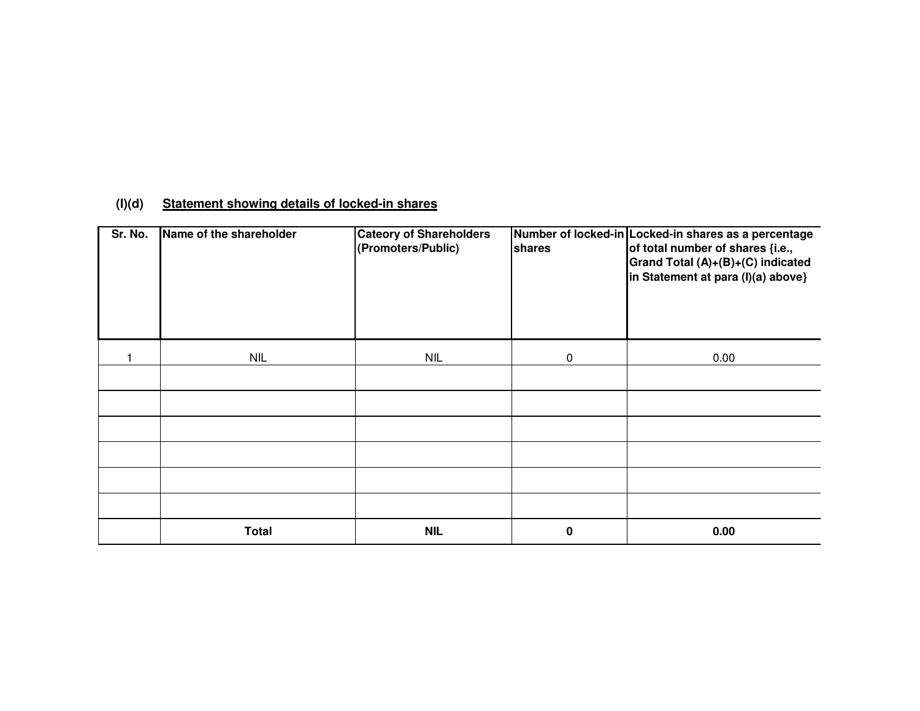## (I)(d) Statement showing details of locked-in shares

| Sr. No. | Name of the shareholder | Cateory of Shareholders (Promoters/Public) | Number of locked-in shares | Locked-in shares as a percentage of total number of shares {i.e., Grand Total (A)+(B)+(C) indicated in Statement at para (I)(a) above} |
|---|---|---|---|---|
| 1 | NIL | NIL | 0 | 0.00 |
| | | | | |
| | | | | |
| | | | | |
| | | | | |
| | | | | |
| | | | | |
| | **Total** | **NIL** | **0** | **0.00** |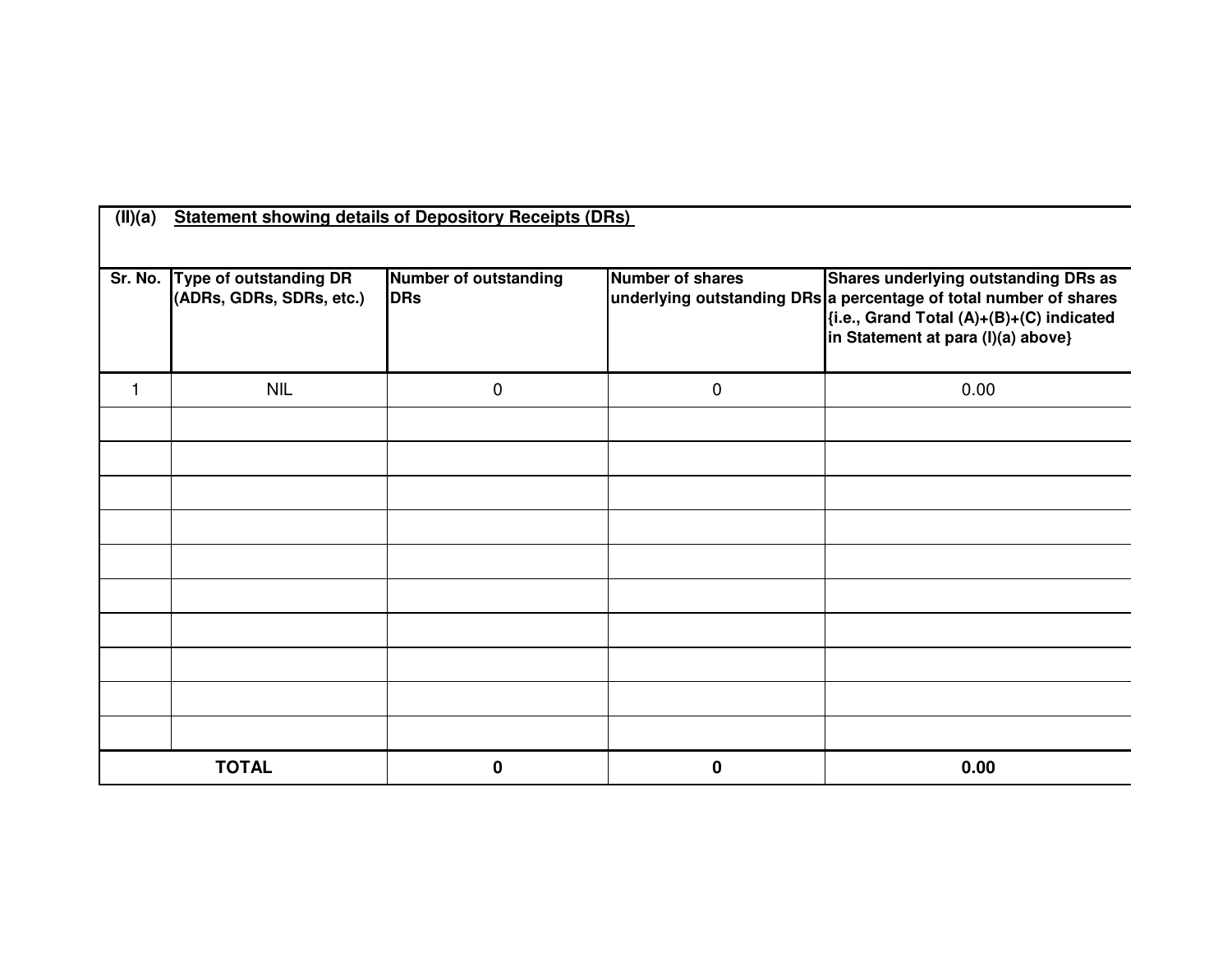**(II)(a) Statement showing details of Depository Receipts (DRs)**

| Sr. No. | Type of outstanding DR (ADRs, GDRs, SDRs, etc.) | Number of outstanding DRs | Number of shares underlying outstanding DRs | Shares underlying outstanding DRs as a percentage of total number of shares {i.e., Grand Total (A)+(B)+(C) indicated in Statement at para (I)(a) above} |
|---|---|---|---|---|
| 1 | NIL | 0 | 0 | 0.00 |
| | | | | |
| | | | | |
| | | | | |
| | | | | |
| | | | | |
| | | | | |
| | | | | |
| | | | | |
| | | | | |
| | | | | |
| **TOTAL** | | **0** | **0** | **0.00** |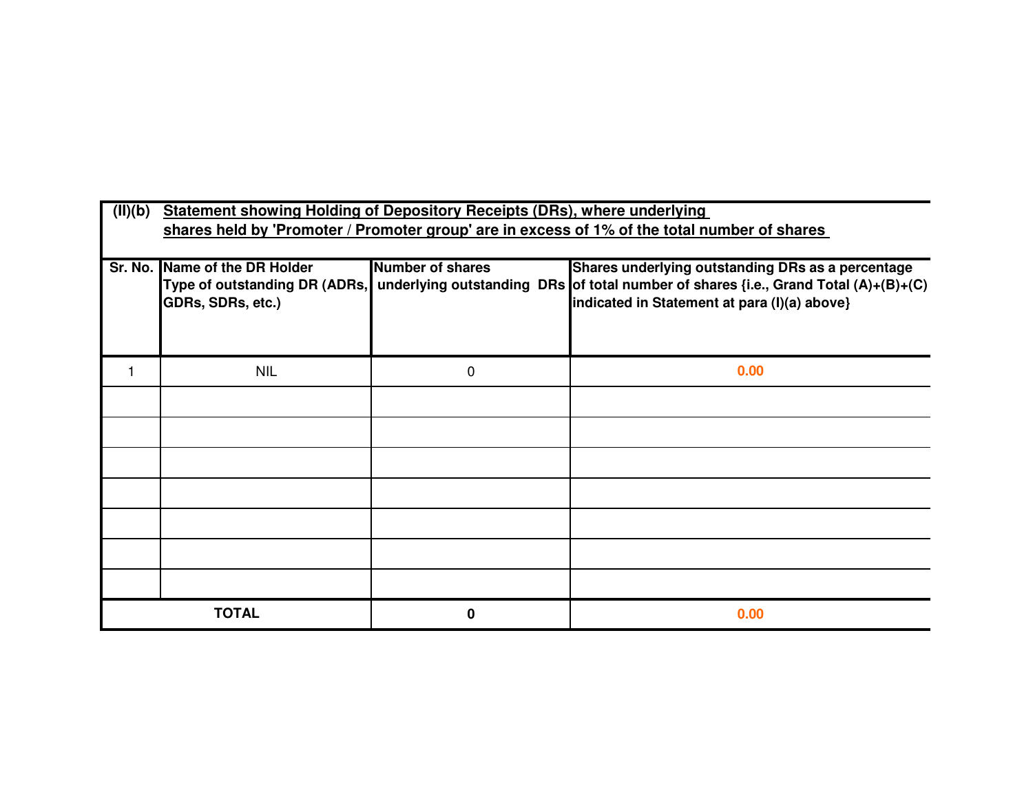**(II)(b)** **Statement showing Holding of Depository Receipts (DRs), where underlying shares held by 'Promoter / Promoter group' are in excess of 1% of the total number of shares**

| Sr. No. | Name of the DR Holder Type of outstanding DR (ADRs, GDRs, SDRs, etc.) | Number of shares underlying outstanding DRs | Shares underlying outstanding DRs as a percentage of total number of shares {i.e., Grand Total (A)+(B)+(C) indicated in Statement at para (I)(a) above} |
|---|---|---|---|
| 1 | NIL | 0 | 0.00 |
| | | | |
| | | | |
| | | | |
| | | | |
| | | | |
| | | | |
| | | | |
| **TOTAL** | | **0** | **0.00** |